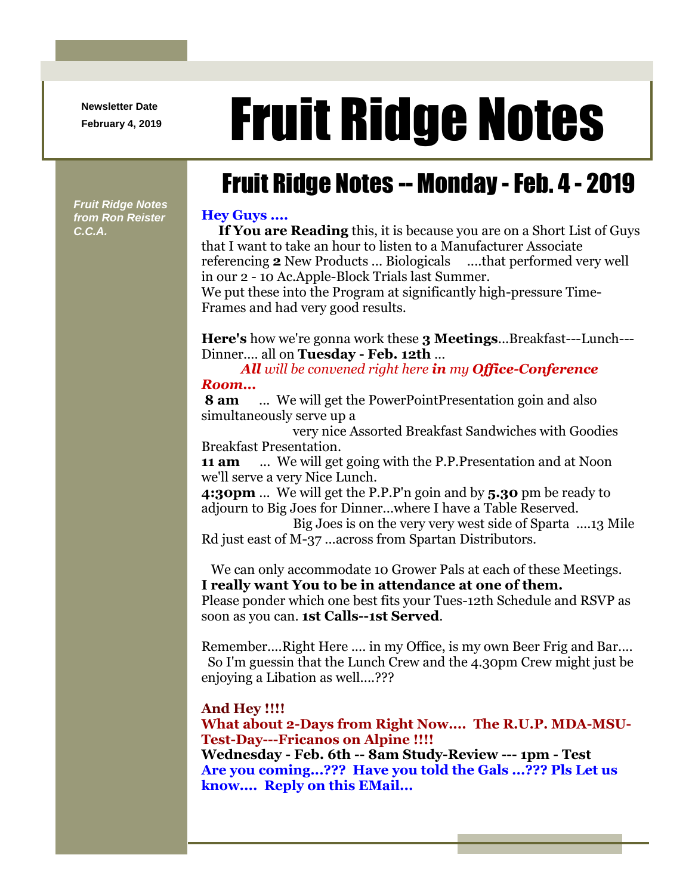Newsletter Date
February 4, 2019

# Fruit Ridge Notes

*Fruit Ridge Notes from Ron Reister C.C.A.*

## Fruit Ridge Notes -- Monday - Feb. 4 - 2019

**Hey Guys ....**

**If You are Reading** this, it is because you are on a Short List of Guys that I want to take an hour to listen to a Manufacturer Associate referencing **2** New Products ... Biologicals ....that performed very well in our 2 - 10 Ac.Apple-Block Trials last Summer.
We put these into the Program at significantly high-pressure Time-Frames and had very good results.

**Here's** how we're gonna work these **3 Meetings**...Breakfast---Lunch---Dinner.... all on **Tuesday - Feb. 12th** ...

***All** will be convened right here **in** my **Office-Conference Room...***

**8 am** ... We will get the PowerPointPresentation goin and also simultaneously serve up a very nice Assorted Breakfast Sandwiches with Goodies Breakfast Presentation.

**11 am** ... We will get going with the P.P.Presentation and at Noon we'll serve a very Nice Lunch.

**4:30pm** ... We will get the P.P.P'n goin and by **5.30** pm be ready to adjourn to Big Joes for Dinner...where I have a Table Reserved.
Big Joes is on the very very west side of Sparta ....13 Mile Rd just east of M-37 ...across from Spartan Distributors.

We can only accommodate 10 Grower Pals at each of these Meetings.
**I really want You to be in attendance at one of them.**
Please ponder which one best fits your Tues-12th Schedule and RSVP as soon as you can. **1st Calls--1st Served**.

Remember....Right Here .... in my Office, is my own Beer Frig and Bar.... So I'm guessin that the Lunch Crew and the 4.30pm Crew might just be enjoying a Libation as well....???

**And Hey !!!!**
**What about 2-Days from Right Now.... The R.U.P. MDA-MSU-Test-Day---Fricanos on Alpine !!!!**
**Wednesday - Feb. 6th -- 8am Study-Review --- 1pm - Test**
**Are you coming...??? Have you told the Gals ...??? Pls Let us know.... Reply on this EMail...**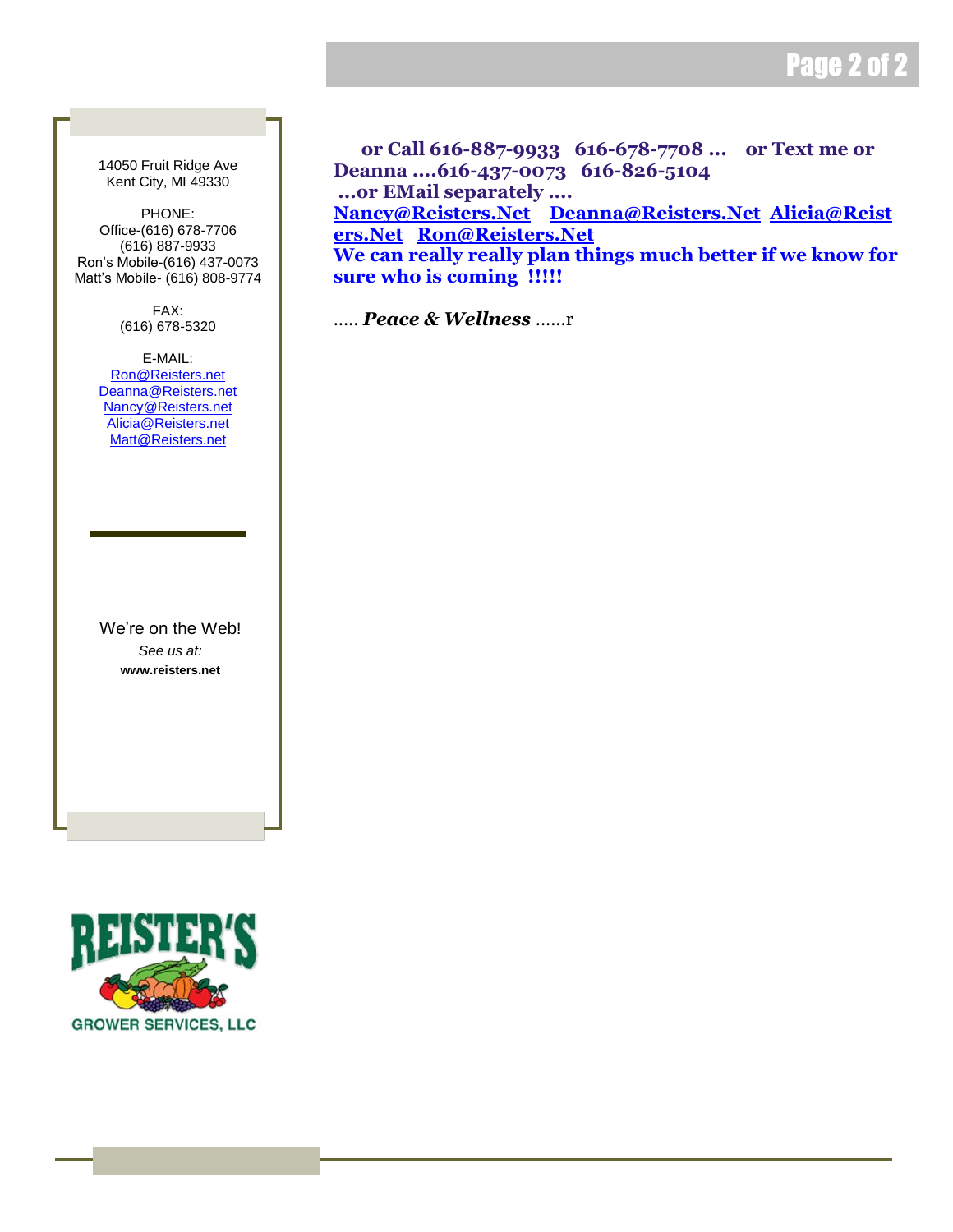14050 Fruit Ridge Ave
Kent City, MI 49330

PHONE:
Office-(616) 678-7706
(616) 887-9933
Ron's Mobile-(616) 437-0073
Matt's Mobile- (616) 808-9774

FAX:
(616) 678-5320

E-MAIL:
Ron@Reisters.net
Deanna@Reisters.net
Nancy@Reisters.net
Alicia@Reisters.net
Matt@Reisters.net

We're on the Web!
*See us at:*
**www.reisters.net**

REISTER'S
GROWER SERVICES, LLC

**or Call 616-887-9933 616-678-7708 ... or Text me or Deanna ....616-437-0073 616-826-5104**
**...or EMail separately ....**
**Nancy@Reisters.Net Deanna@Reisters.Net Alicia@Reisters.Net Ron@Reisters.Net**
**We can really really plan things much better if we know for sure who is coming !!!!!**

..... ***Peace & Wellness*** ......r